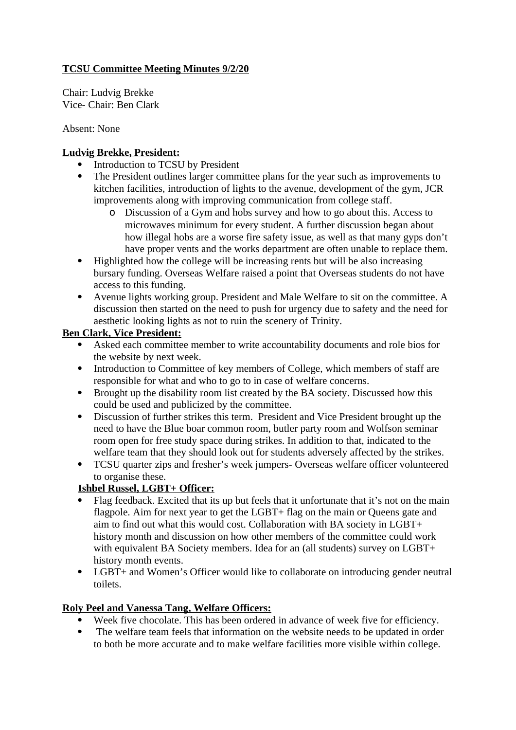**TCSU Committee Meeting Minutes 9/2/20**

Chair: Ludvig Brekke
Vice- Chair: Ben Clark

Absent: None

**Ludvig Brekke, President:**

- Introduction to TCSU by President
- The President outlines larger committee plans for the year such as improvements to kitchen facilities, introduction of lights to the avenue, development of the gym, JCR improvements along with improving communication from college staff.
    - Discussion of a Gym and hobs survey and how to go about this. Access to microwaves minimum for every student. A further discussion began about how illegal hobs are a worse fire safety issue, as well as that many gyps don't have proper vents and the works department are often unable to replace them.
- Highlighted how the college will be increasing rents but will be also increasing bursary funding. Overseas Welfare raised a point that Overseas students do not have access to this funding.
- Avenue lights working group. President and Male Welfare to sit on the committee. A discussion then started on the need to push for urgency due to safety and the need for aesthetic looking lights as not to ruin the scenery of Trinity.

**Ben Clark, Vice President:**

- Asked each committee member to write accountability documents and role bios for the website by next week.
- Introduction to Committee of key members of College, which members of staff are responsible for what and who to go to in case of welfare concerns.
- Brought up the disability room list created by the BA society. Discussed how this could be used and publicized by the committee.
- Discussion of further strikes this term. President and Vice President brought up the need to have the Blue boar common room, butler party room and Wolfson seminar room open for free study space during strikes. In addition to that, indicated to the welfare team that they should look out for students adversely affected by the strikes.
- TCSU quarter zips and fresher's week jumpers- Overseas welfare officer volunteered to organise these.

**Ishbel Russel, LGBT+ Officer:**

- Flag feedback. Excited that its up but feels that it unfortunate that it's not on the main flagpole. Aim for next year to get the LGBT+ flag on the main or Queens gate and aim to find out what this would cost. Collaboration with BA society in LGBT+ history month and discussion on how other members of the committee could work with equivalent BA Society members. Idea for an (all students) survey on LGBT+ history month events.
- LGBT+ and Women's Officer would like to collaborate on introducing gender neutral toilets.

**Roly Peel and Vanessa Tang, Welfare Officers:**

- Week five chocolate. This has been ordered in advance of week five for efficiency.
- The welfare team feels that information on the website needs to be updated in order to both be more accurate and to make welfare facilities more visible within college.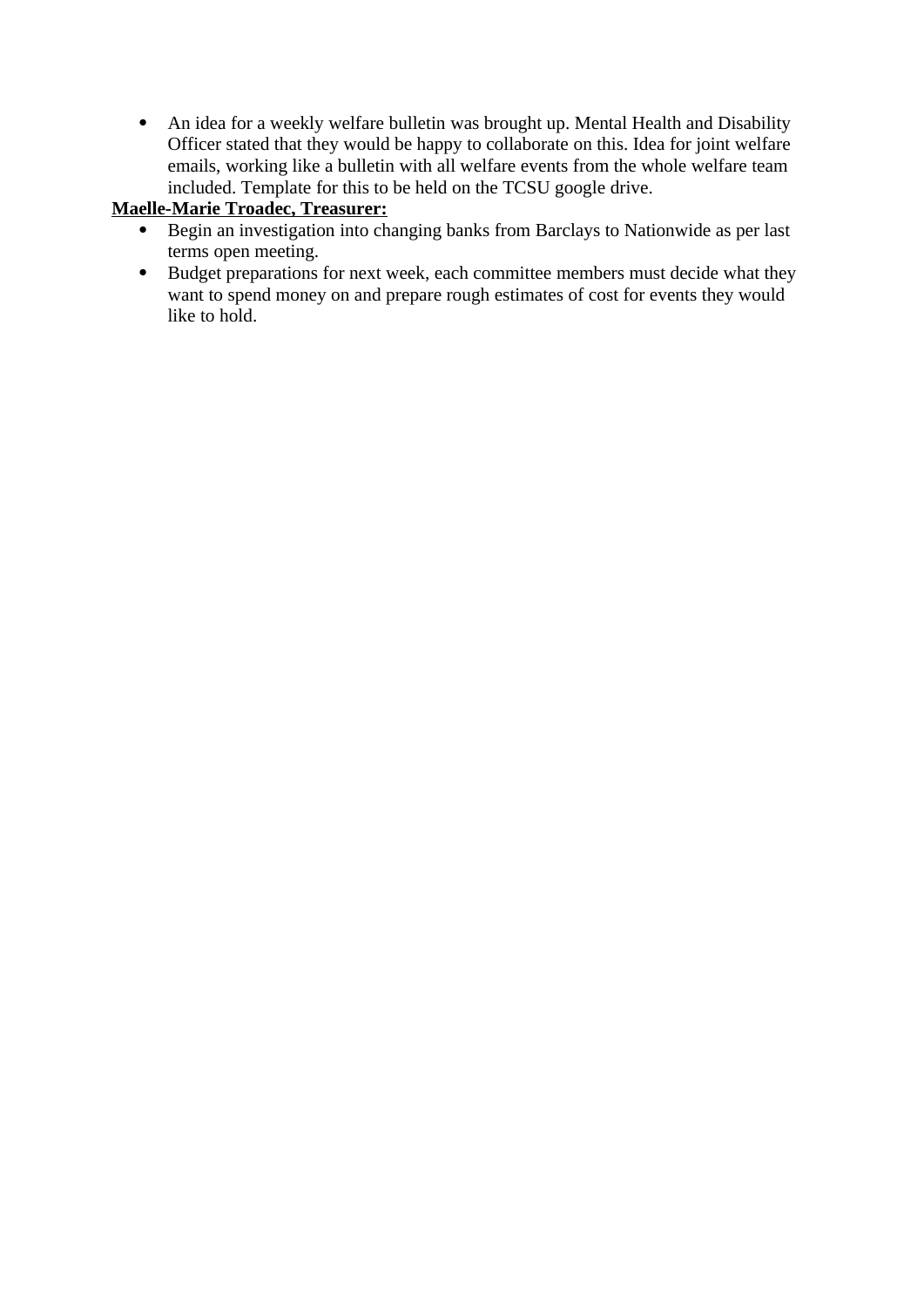- An idea for a weekly welfare bulletin was brought up. Mental Health and Disability Officer stated that they would be happy to collaborate on this. Idea for joint welfare emails, working like a bulletin with all welfare events from the whole welfare team included. Template for this to be held on the TCSU google drive.

**Maelle-Marie Troadec, Treasurer:**

- Begin an investigation into changing banks from Barclays to Nationwide as per last terms open meeting.
- Budget preparations for next week, each committee members must decide what they want to spend money on and prepare rough estimates of cost for events they would like to hold.